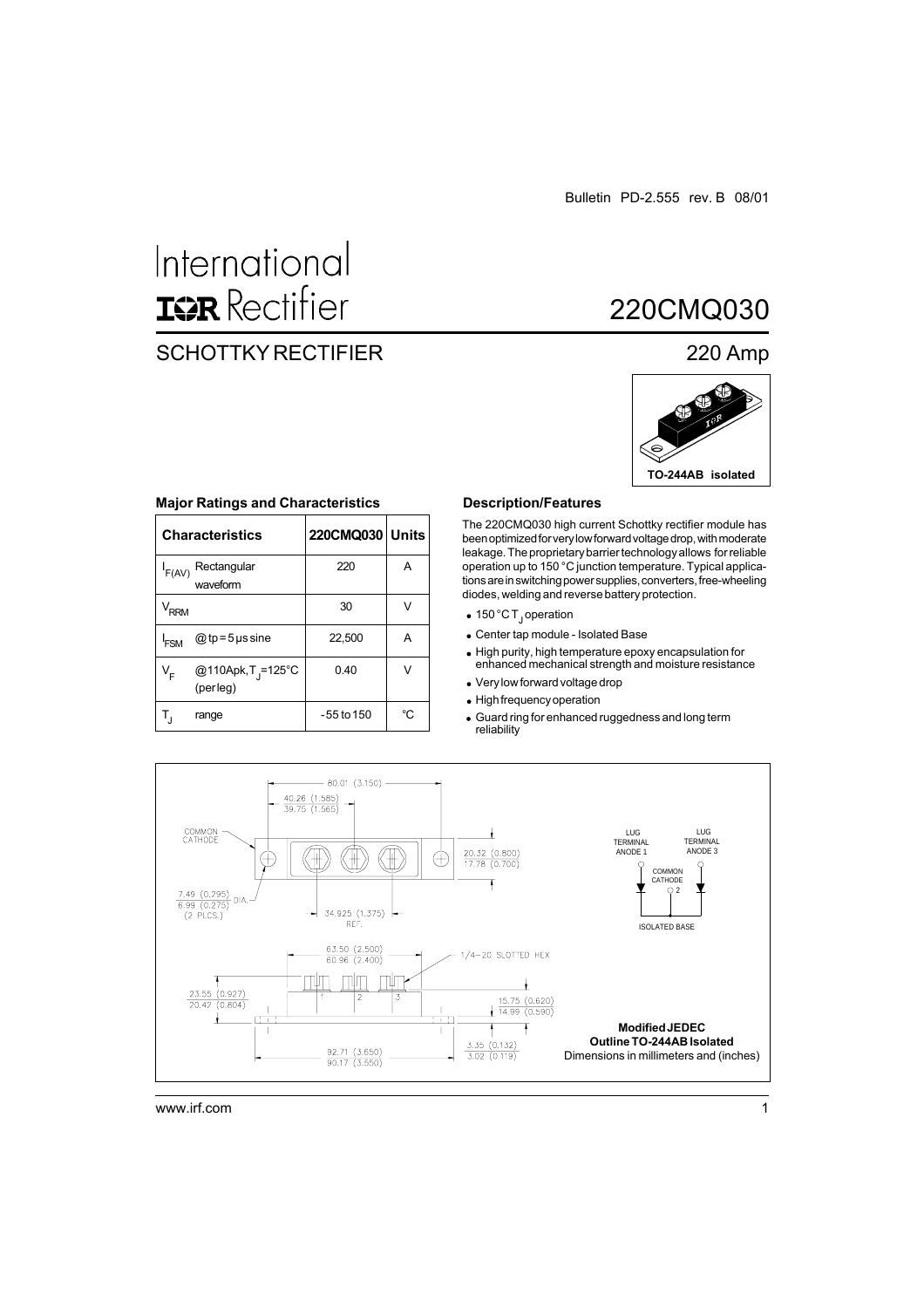Bulletin PD-2.555 rev. B 08/01

International
**IOR** Rectifier

# 220CMQ030

## SCHOTTKY RECTIFIER

## 220 Amp

TO-244AB isolated

### Major Ratings and Characteristics

| Characteristics | | 220CMQ030 | Units |
|---|---|---|---|
| $I_{F(AV)}$ | Rectangular waveform | 220 | A |
| $V_{RRM}$ | | 30 | V |
| $I_{FSM}$ | @ tp = 5 μs sine | 22,500 | A |
| $V_F$ | @110Apk, $T_J$=125°C (per leg) | 0.40 | V |
| $T_J$ | range | - 55 to 150 | °C |

### Description/Features

The 220CMQ030 high current Schottky rectifier module has been optimized for very low forward voltage drop, with moderate leakage. The proprietary barrier technology allows for reliable operation up to 150 °C junction temperature. Typical applications are in switching power supplies, converters, free-wheeling diodes, welding and reverse battery protection.

- 150 °C $T_J$ operation
- Center tap module - Isolated Base
- High purity, high temperature epoxy encapsulation for enhanced mechanical strength and moisture resistance
- Very low forward voltage drop
- High frequency operation
- Guard ring for enhanced ruggedness and long term reliability

COMMON CATHODE

80.01 (3.150)

40.26 (1.585)
39.75 (1.565)

20.32 (0.800)
17.78 (0.700)

7.49 (0.295)
6.99 (0.275) DIA.
(2 PLCS.)

34.925 (1.375) REF.

63.50 (2.500)
60.96 (2.400)

1/4-20 SLOTTED HEX

23.55 (0.927)
20.42 (0.804)

15.75 (0.620)
14.99 (0.590)

3.35 (0.132)
3.02 (0.119)

92.71 (3.650)
90.17 (3.550)

LUG TERMINAL ANODE 1

LUG TERMINAL ANODE 3

COMMON CATHODE 2

ISOLATED BASE

**Modified JEDEC Outline TO-244AB Isolated**
Dimensions in millimeters and (inches)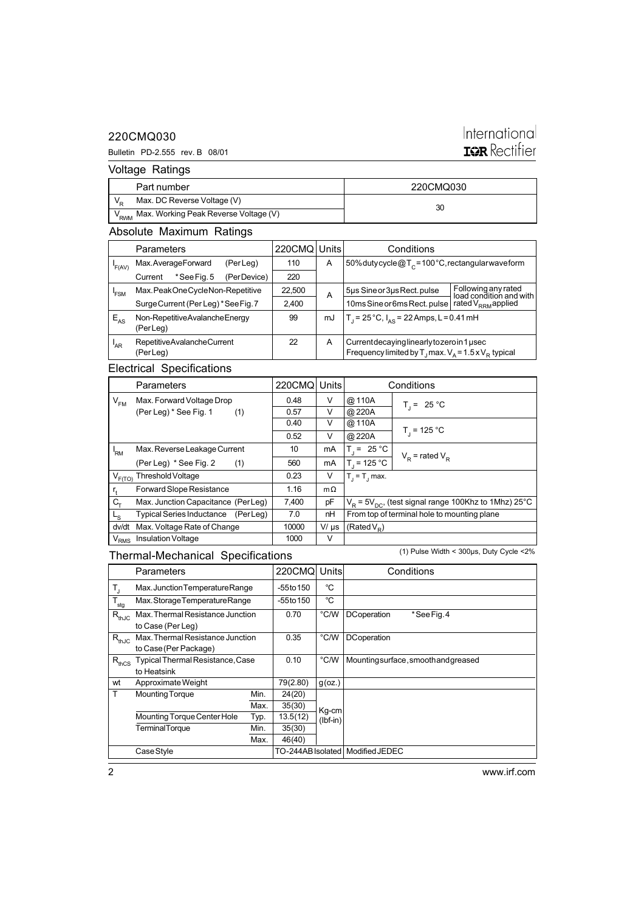## Voltage Ratings

| | Part number | 220CMQ030 |
|---|---|---|
| $V_R$ | Max. DC Reverse Voltage (V) | 30 |
| $V_{RWM}$ | Max. Working Peak Reverse Voltage (V) | |

## Absolute Maximum Ratings

| | Parameters | | 220CMQ | Units | Conditions | |
|---|---|---|---|---|---|---|
| $I_{F(AV)}$ | Max. Average Forward (Per Leg) | | 110 | A | 50% duty cycle @ $T_C$ = 100°C, rectangular waveform | |
| | Current * See Fig. 5 | (Per Device) | 220 | | | |
| $I_{FSM}$ | Max. Peak One Cycle Non-Repetitive | | 22,500 | A | 5µs Sine or 3µs Rect. pulse | Following any rated load condition and with rated $V_{RRM}$ applied |
| | Surge Current (Per Leg) * See Fig. 7 | | 2,400 | | 10ms Sine or 6ms Rect. pulse | |
| $E_{AS}$ | Non-Repetitive Avalanche Energy (Per Leg) | | 99 | mJ | $T_J$ = 25 °C, $I_{AS}$ = 22 Amps, L = 0.41 mH | |
| $I_{AR}$ | Repetitive Avalanche Current (Per Leg) | | 22 | A | Current decaying linearly to zero in 1 µsec<br>Frequency limited by $T_J$ max. $V_A = 1.5 \times V_R$ typical | |

## Electrical Specifications

| | Parameters | 220CMQ | Units | Conditions | |
|---|---|---|---|---|---|
| $V_{FM}$ | Max. Forward Voltage Drop | 0.48 | V | @ 110A | $T_J$ = 25 °C |
| | (Per Leg) * See Fig. 1 (1) | 0.57 | V | @ 220A | |
| | | 0.40 | V | @ 110A | $T_J$ = 125 °C |
| | | 0.52 | V | @ 220A | |
| $I_{RM}$ | Max. Reverse Leakage Current | 10 | mA | $T_J$ = 25 °C | $V_R$ = rated $V_R$ |
| | (Per Leg) * See Fig. 2 (1) | 560 | mA | $T_J$ = 125 °C | |
| $V_{F(TO)}$ | Threshold Voltage | 0.23 | V | $T_J = T_J$ max. | |
| $r_t$ | Forward Slope Resistance | 1.16 | mΩ | | |
| $C_T$ | Max. Junction Capacitance (Per Leg) | 7,400 | pF | $V_R = 5V_{DC}$, (test signal range 100Khz to 1Mhz) 25°C | |
| $L_S$ | Typical Series Inductance (Per Leg) | 7.0 | nH | From top of terminal hole to mounting plane | |
| dv/dt | Max. Voltage Rate of Change | 10000 | V/ µs | (Rated $V_R$) | |
| $V_{RMS}$ | Insulation Voltage | 1000 | V | | |

(1) Pulse Width < 300µs, Duty Cycle <2%

## Thermal-Mechanical Specifications

| | Parameters | | 220CMQ | Units | Conditions |
|---|---|---|---|---|---|
| $T_J$ | Max. Junction Temperature Range | | -55 to 150 | °C | |
| $T_{stg}$ | Max. Storage Temperature Range | | -55 to 150 | °C | |
| $R_{thJC}$ | Max. Thermal Resistance Junction to Case (Per Leg) | | 0.70 | °C/W | DC operation * See Fig. 4 |
| $R_{thJC}$ | Max. Thermal Resistance Junction to Case (Per Package) | | 0.35 | °C/W | DC operation |
| $R_{thCS}$ | Typical Thermal Resistance, Case to Heatsink | | 0.10 | °C/W | Mounting surface, smooth and greased |
| wt | Approximate Weight | | 79(2.80) | g(oz.) | |
| T | Mounting Torque | Min. | 24(20) | Kg-cm (lbf-in) | |
| | | Max. | 35(30) | | |
| | Mounting Torque Center Hole | Typ. | 13.5(12) | | |
| | Terminal Torque | Min. | 35(30) | | |
| | | Max. | 46(40) | | |
| | Case Style | | TO-244AB Isolated | | Modified JEDEC |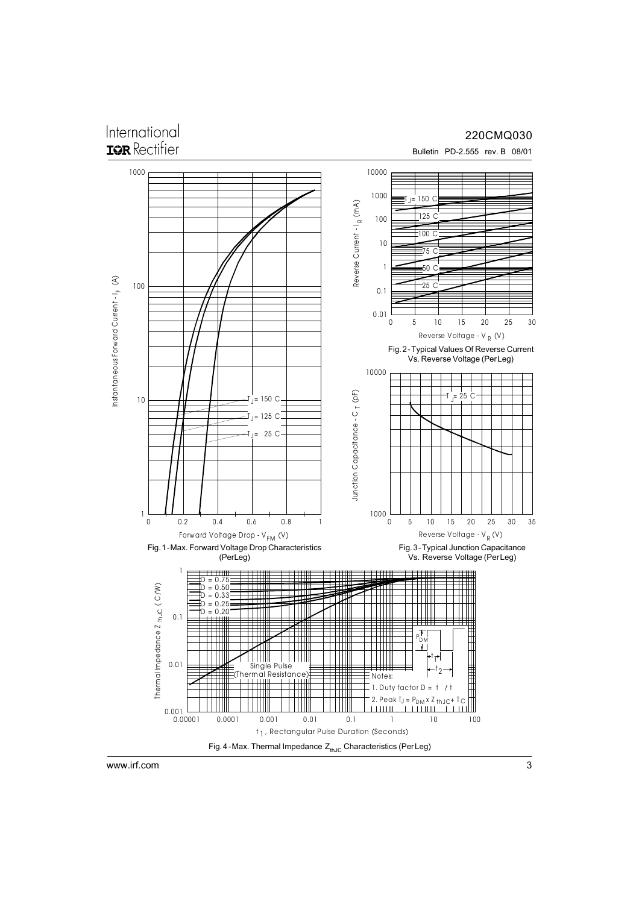Fig. 1 - Max. Forward Voltage Drop Characteristics (Per Leg)

Fig. 2 - Typical Values Of Reverse Current Vs. Reverse Voltage (Per Leg)

Fig. 3 - Typical Junction Capacitance Vs. Reverse Voltage (Per Leg)

Fig. 4 - Max. Thermal Impedance $Z_{thJC}$ Characteristics (Per Leg)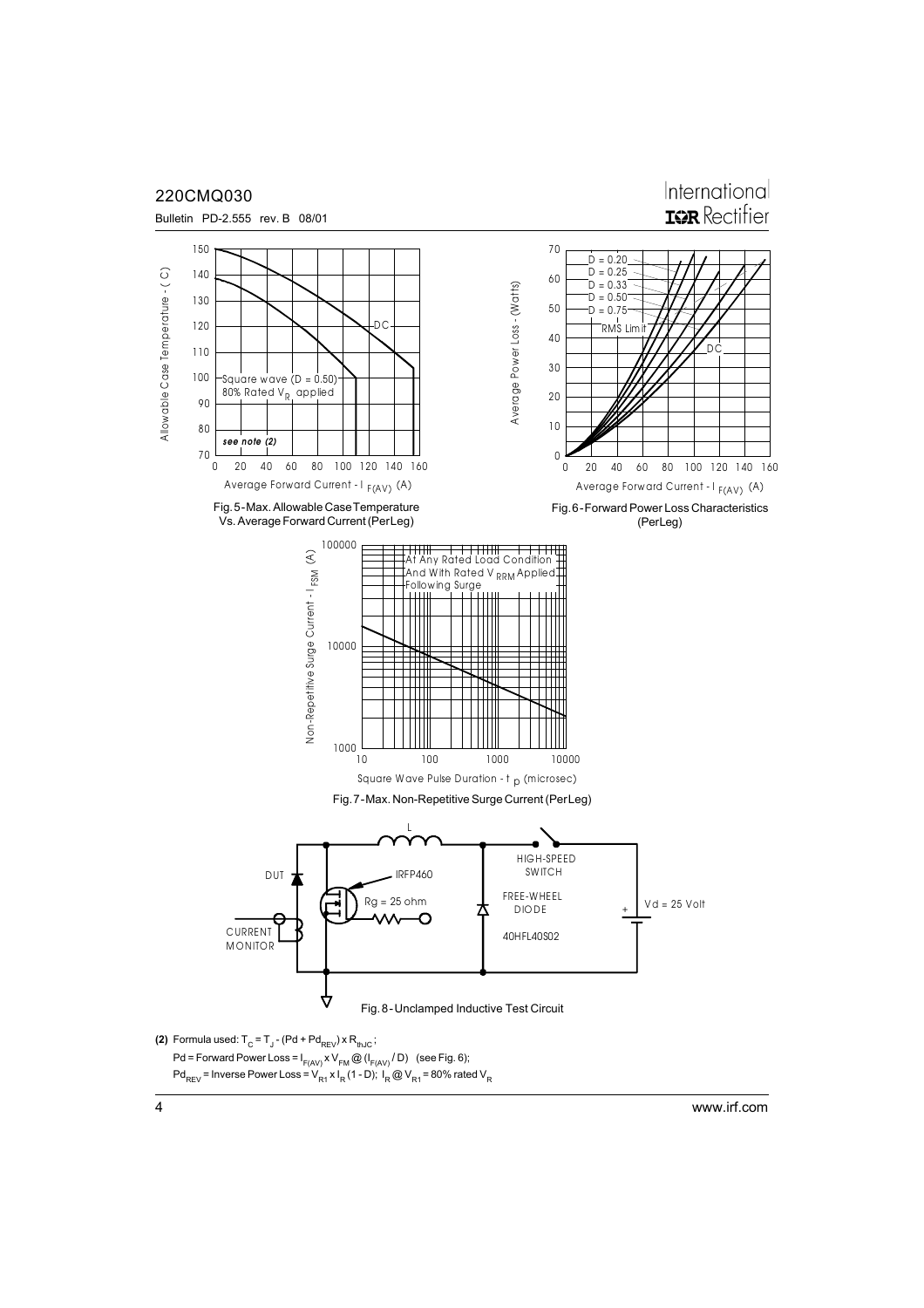Fig. 5 - Max. Allowable Case Temperature Vs. Average Forward Current (Per Leg)

Fig. 6 - Forward Power Loss Characteristics (Per Leg)

Fig. 7 - Max. Non-Repetitive Surge Current (Per Leg)

Fig. 8 - Unclamped Inductive Test Circuit

**(2)** Formula used: $T_C = T_J - (Pd + Pd_{REV}) \times R_{thJC}$ ;

$Pd$ = Forward Power Loss = $I_{F(AV)} \times V_{FM}$ @ $(I_{F(AV)} / D)$ (see Fig. 6);

$Pd_{REV}$ = Inverse Power Loss = $V_{R1} \times I_R (1 - D)$; $I_R$ @ $V_{R1}$ = 80% rated $V_R$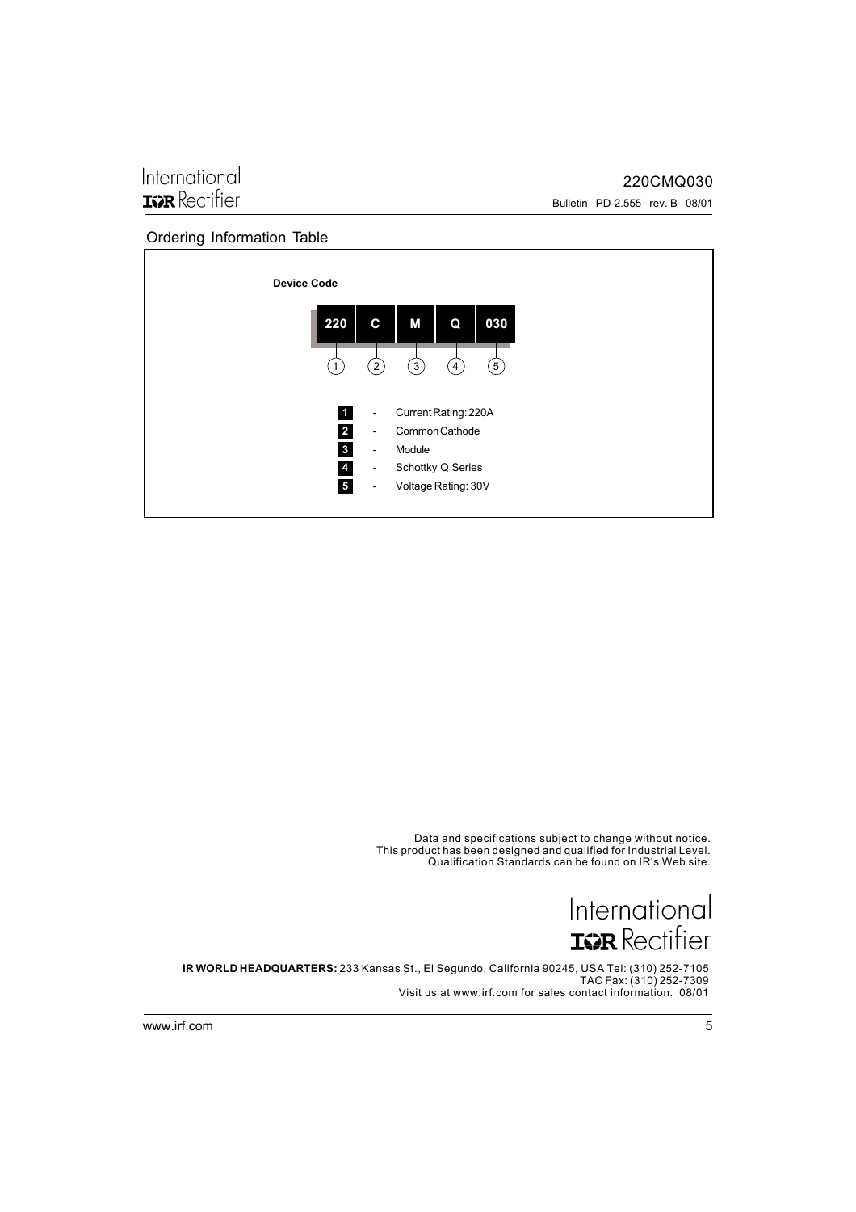## Ordering Information Table

**Device Code**

| 220 | C | M | Q | 030 |
|---|---|---|---|---|
| 1 | 2 | 3 | 4 | 5 |

1. - Current Rating: 220A
2. - Common Cathode
3. - Module
4. - Schottky Q Series
5. - Voltage Rating: 30V

Data and specifications subject to change without notice.
This product has been designed and qualified for Industrial Level.
Qualification Standards can be found on IR's Web site.

International IOR Rectifier

**IR WORLD HEADQUARTERS:** 233 Kansas St., El Segundo, California 90245, USA Tel: (310) 252-7105
TAC Fax: (310) 252-7309
Visit us at www.irf.com for sales contact information. 08/01